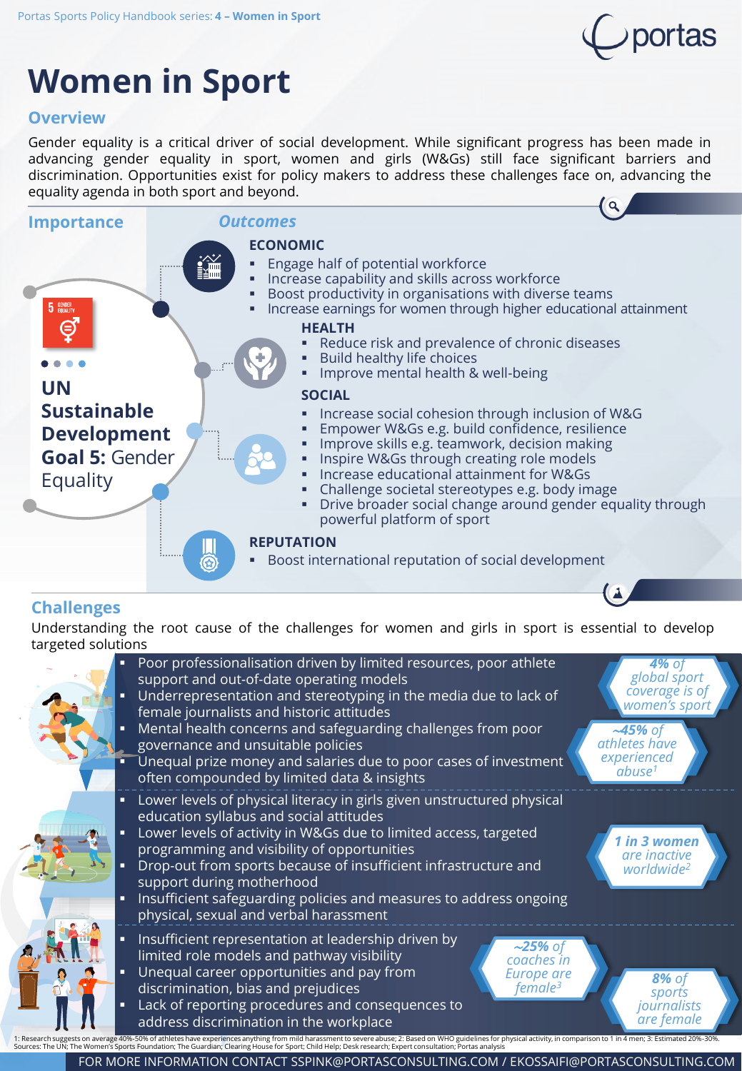Portas Sports Policy Handbook series: **4 – Women in Sport**

# Women in Sport

## Overview

Gender equality is a critical driver of social development. While significant progress has been made in advancing gender equality in sport, women and girls (W&Gs) still face significant barriers and discrimination. Opportunities exist for policy makers to address these challenges face on, advancing the equality agenda in both sport and beyond.

## Importance

**UN Sustainable Development Goal 5:** Gender Equality

## *Outcomes*

### ECONOMIC

- Engage half of potential workforce
- Increase capability and skills across workforce
- Boost productivity in organisations with diverse teams
- Increase earnings for women through higher educational attainment

### HEALTH

- Reduce risk and prevalence of chronic diseases
- Build healthy life choices
- Improve mental health & well-being

### SOCIAL

- Increase social cohesion through inclusion of W&G
- Empower W&Gs e.g. build confidence, resilience
- Improve skills e.g. teamwork, decision making
- Inspire W&Gs through creating role models
- Increase educational attainment for W&Gs
- Challenge societal stereotypes e.g. body image
- Drive broader social change around gender equality through powerful platform of sport

### REPUTATION

- Boost international reputation of social development

## Challenges

Understanding the root cause of the challenges for women and girls in sport is essential to develop targeted solutions

- Poor professionalisation driven by limited resources, poor athlete support and out-of-date operating models
- Underrepresentation and stereotyping in the media due to lack of female journalists and historic attitudes
- Mental health concerns and safeguarding challenges from poor governance and unsuitable policies
- Unequal prize money and salaries due to poor cases of investment often compounded by limited data & insights

*4% of global sport coverage is of women's sport*

*~45% of athletes have experienced abuse[1]*

- Lower levels of physical literacy in girls given unstructured physical education syllabus and social attitudes
- Lower levels of activity in W&Gs due to limited access, targeted programming and visibility of opportunities
- Drop-out from sports because of insufficient infrastructure and support during motherhood
- Insufficient safeguarding policies and measures to address ongoing physical, sexual and verbal harassment

*1 in 3 women are inactive worldwide[2]*

- Insufficient representation at leadership driven by limited role models and pathway visibility
- Unequal career opportunities and pay from discrimination, bias and prejudices
- Lack of reporting procedures and consequences to address discrimination in the workplace

*~25% of coaches in Europe are female[3]*

*8% of sports journalists are female*

1: Research suggests on average 40%-50% of athletes have experiences anything from mild harassment to severe abuse; 2: Based on WHO guidelines for physical activity, in comparison to 1 in 4 men; 3: Estimated 20%-30%.
Sources: The UN; The Women's Sports Foundation; The Guardian; Clearing House for Sport; Child Help; Desk research; Expert consultation; Portas analysis

FOR MORE INFORMATION CONTACT SSPINK@PORTASCONSULTING.COM / EKOSSAIFI@PORTASCONSULTING.COM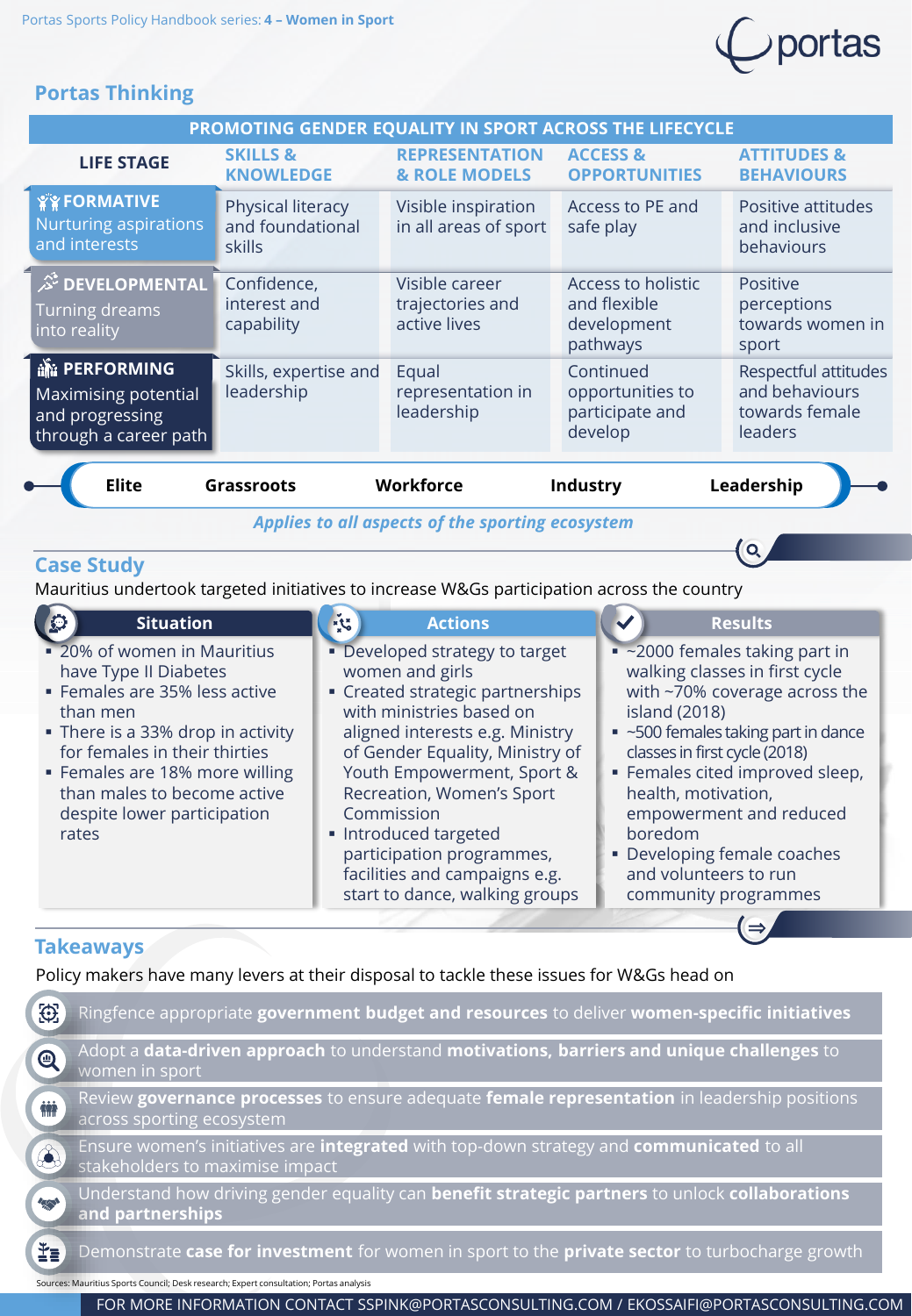Portas Sports Policy Handbook series: **4 – Women in Sport**

## Portas Thinking

| PROMOTING GENDER EQUALITY IN SPORT ACROSS THE LIFECYCLE | | | | |
|---|---|---|---|---|
| **LIFE STAGE** | **SKILLS & KNOWLEDGE** | **REPRESENTATION & ROLE MODELS** | **ACCESS & OPPORTUNITIES** | **ATTITUDES & BEHAVIOURS** |
| **FORMATIVE** Nurturing aspirations and interests | Physical literacy and foundational skills | Visible inspiration in all areas of sport | Access to PE and safe play | Positive attitudes and inclusive behaviours |
| **DEVELOPMENTAL** Turning dreams into reality | Confidence, interest and capability | Visible career trajectories and active lives | Access to holistic and flexible development pathways | Positive perceptions towards women in sport |
| **PERFORMING** Maximising potential and progressing through a career path | Skills, expertise and leadership | Equal representation in leadership | Continued opportunities to participate and develop | Respectful attitudes and behaviours towards female leaders |

**Elite** | **Grassroots** | **Workforce** | **Industry** | **Leadership**

*Applies to all aspects of the sporting ecosystem*

## Case Study

Mauritius undertook targeted initiatives to increase W&Gs participation across the country

### Situation

- 20% of women in Mauritius have Type II Diabetes
- Females are 35% less active than men
- There is a 33% drop in activity for females in their thirties
- Females are 18% more willing than males to become active despite lower participation rates

### Actions

- Developed strategy to target women and girls
- Created strategic partnerships with ministries based on aligned interests e.g. Ministry of Gender Equality, Ministry of Youth Empowerment, Sport & Recreation, Women's Sport Commission
- Introduced targeted participation programmes, facilities and campaigns e.g. start to dance, walking groups

### Results

- ~2000 females taking part in walking classes in first cycle with ~70% coverage across the island (2018)
- ~500 females taking part in dance classes in first cycle (2018)
- Females cited improved sleep, health, motivation, empowerment and reduced boredom
- Developing female coaches and volunteers to run community programmes

## Takeaways

Policy makers have many levers at their disposal to tackle these issues for W&Gs head on

- Ringfence appropriate **government budget and resources** to deliver **women-specific initiatives**
- Adopt a **data-driven approach** to understand **motivations, barriers and unique challenges** to women in sport
- Review **governance processes** to ensure adequate **female representation** in leadership positions across sporting ecosystem
- Ensure women's initiatives are **integrated** with top-down strategy and **communicated** to all stakeholders to maximise impact
- Understand how driving gender equality can **benefit strategic partners** to unlock **collaborations and partnerships**
- Demonstrate **case for investment** for women in sport to the **private sector** to turbocharge growth

Sources: Mauritius Sports Council; Desk research; Expert consultation; Portas analysis

FOR MORE INFORMATION CONTACT SSPINK@PORTASCONSULTING.COM / EKOSSAIFI@PORTASCONSULTING.COM